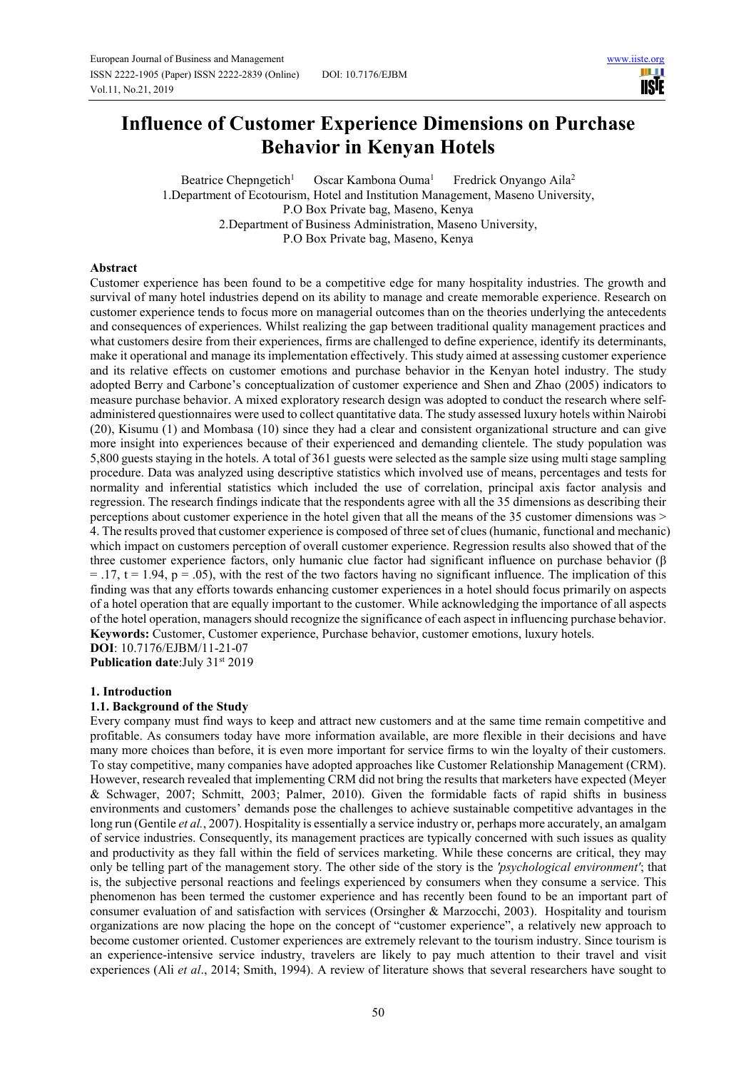# Influence of Customer Experience Dimensions on Purchase Behavior in Kenyan Hotels

Beatrice Chepngetich[1] Oscar Kambona Ouma[1] Fredrick Onyango Aila[2]

1.Department of Ecotourism, Hotel and Institution Management, Maseno University, P.O Box Private bag, Maseno, Kenya

2.Department of Business Administration, Maseno University, P.O Box Private bag, Maseno, Kenya

## Abstract

Customer experience has been found to be a competitive edge for many hospitality industries. The growth and survival of many hotel industries depend on its ability to manage and create memorable experience. Research on customer experience tends to focus more on managerial outcomes than on the theories underlying the antecedents and consequences of experiences. Whilst realizing the gap between traditional quality management practices and what customers desire from their experiences, firms are challenged to define experience, identify its determinants, make it operational and manage its implementation effectively. This study aimed at assessing customer experience and its relative effects on customer emotions and purchase behavior in the Kenyan hotel industry. The study adopted Berry and Carbone's conceptualization of customer experience and Shen and Zhao (2005) indicators to measure purchase behavior. A mixed exploratory research design was adopted to conduct the research where self-administered questionnaires were used to collect quantitative data. The study assessed luxury hotels within Nairobi (20), Kisumu (1) and Mombasa (10) since they had a clear and consistent organizational structure and can give more insight into experiences because of their experienced and demanding clientele. The study population was 5,800 guests staying in the hotels. A total of 361 guests were selected as the sample size using multi stage sampling procedure. Data was analyzed using descriptive statistics which involved use of means, percentages and tests for normality and inferential statistics which included the use of correlation, principal axis factor analysis and regression. The research findings indicate that the respondents agree with all the 35 dimensions as describing their perceptions about customer experience in the hotel given that all the means of the 35 customer dimensions was > 4. The results proved that customer experience is composed of three set of clues (humanic, functional and mechanic) which impact on customers perception of overall customer experience. Regression results also showed that of the three customer experience factors, only humanic clue factor had significant influence on purchase behavior ($\beta = .17$, $t = 1.94$, $p = .05$), with the rest of the two factors having no significant influence. The implication of this finding was that any efforts towards enhancing customer experiences in a hotel should focus primarily on aspects of a hotel operation that are equally important to the customer. While acknowledging the importance of all aspects of the hotel operation, managers should recognize the significance of each aspect in influencing purchase behavior.

**Keywords:** Customer, Customer experience, Purchase behavior, customer emotions, luxury hotels.

**DOI**: 10.7176/EJBM/11-21-07

**Publication date**:July 31st 2019

## 1. Introduction

### 1.1. Background of the Study

Every company must find ways to keep and attract new customers and at the same time remain competitive and profitable. As consumers today have more information available, are more flexible in their decisions and have many more choices than before, it is even more important for service firms to win the loyalty of their customers. To stay competitive, many companies have adopted approaches like Customer Relationship Management (CRM). However, research revealed that implementing CRM did not bring the results that marketers have expected (Meyer & Schwager, 2007; Schmitt, 2003; Palmer, 2010). Given the formidable facts of rapid shifts in business environments and customers' demands pose the challenges to achieve sustainable competitive advantages in the long run (Gentile *et al.*, 2007). Hospitality is essentially a service industry or, perhaps more accurately, an amalgam of service industries. Consequently, its management practices are typically concerned with such issues as quality and productivity as they fall within the field of services marketing. While these concerns are critical, they may only be telling part of the management story. The other side of the story is the *'psychological environment'*; that is, the subjective personal reactions and feelings experienced by consumers when they consume a service. This phenomenon has been termed the customer experience and has recently been found to be an important part of consumer evaluation of and satisfaction with services (Orsingher & Marzocchi, 2003). Hospitality and tourism organizations are now placing the hope on the concept of "customer experience", a relatively new approach to become customer oriented. Customer experiences are extremely relevant to the tourism industry. Since tourism is an experience-intensive service industry, travelers are likely to pay much attention to their travel and visit experiences (Ali *et al*., 2014; Smith, 1994). A review of literature shows that several researchers have sought to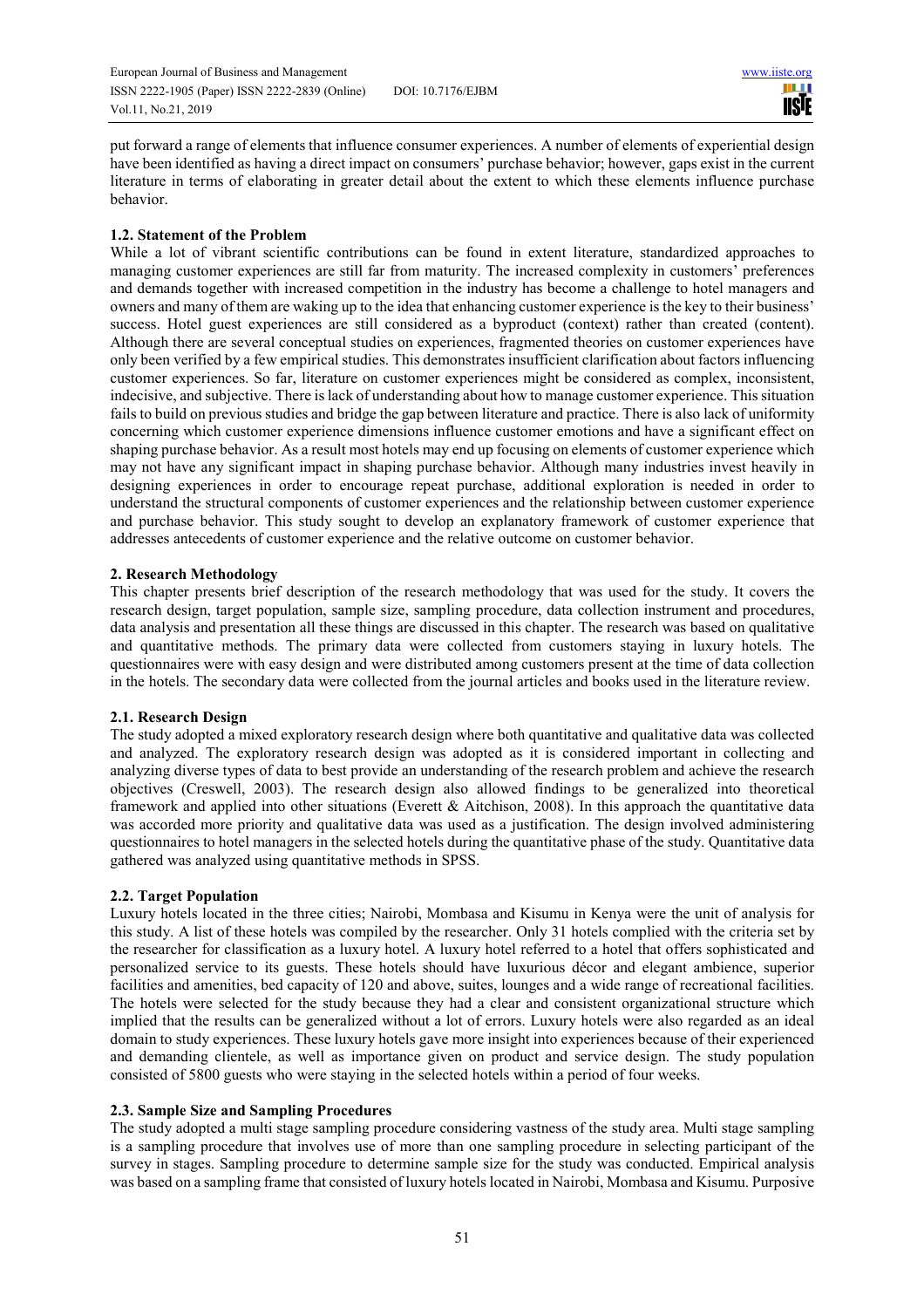put forward a range of elements that influence consumer experiences. A number of elements of experiential design have been identified as having a direct impact on consumers' purchase behavior; however, gaps exist in the current literature in terms of elaborating in greater detail about the extent to which these elements influence purchase behavior.

### 1.2. Statement of the Problem

While a lot of vibrant scientific contributions can be found in extent literature, standardized approaches to managing customer experiences are still far from maturity. The increased complexity in customers' preferences and demands together with increased competition in the industry has become a challenge to hotel managers and owners and many of them are waking up to the idea that enhancing customer experience is the key to their business' success. Hotel guest experiences are still considered as a byproduct (context) rather than created (content). Although there are several conceptual studies on experiences, fragmented theories on customer experiences have only been verified by a few empirical studies. This demonstrates insufficient clarification about factors influencing customer experiences. So far, literature on customer experiences might be considered as complex, inconsistent, indecisive, and subjective. There is lack of understanding about how to manage customer experience. This situation fails to build on previous studies and bridge the gap between literature and practice. There is also lack of uniformity concerning which customer experience dimensions influence customer emotions and have a significant effect on shaping purchase behavior. As a result most hotels may end up focusing on elements of customer experience which may not have any significant impact in shaping purchase behavior. Although many industries invest heavily in designing experiences in order to encourage repeat purchase, additional exploration is needed in order to understand the structural components of customer experiences and the relationship between customer experience and purchase behavior. This study sought to develop an explanatory framework of customer experience that addresses antecedents of customer experience and the relative outcome on customer behavior.

## 2. Research Methodology

This chapter presents brief description of the research methodology that was used for the study. It covers the research design, target population, sample size, sampling procedure, data collection instrument and procedures, data analysis and presentation all these things are discussed in this chapter. The research was based on qualitative and quantitative methods. The primary data were collected from customers staying in luxury hotels. The questionnaires were with easy design and were distributed among customers present at the time of data collection in the hotels. The secondary data were collected from the journal articles and books used in the literature review.

### 2.1. Research Design

The study adopted a mixed exploratory research design where both quantitative and qualitative data was collected and analyzed. The exploratory research design was adopted as it is considered important in collecting and analyzing diverse types of data to best provide an understanding of the research problem and achieve the research objectives (Creswell, 2003). The research design also allowed findings to be generalized into theoretical framework and applied into other situations (Everett & Aitchison, 2008). In this approach the quantitative data was accorded more priority and qualitative data was used as a justification. The design involved administering questionnaires to hotel managers in the selected hotels during the quantitative phase of the study. Quantitative data gathered was analyzed using quantitative methods in SPSS.

### 2.2. Target Population

Luxury hotels located in the three cities; Nairobi, Mombasa and Kisumu in Kenya were the unit of analysis for this study. A list of these hotels was compiled by the researcher. Only 31 hotels complied with the criteria set by the researcher for classification as a luxury hotel. A luxury hotel referred to a hotel that offers sophisticated and personalized service to its guests. These hotels should have luxurious décor and elegant ambience, superior facilities and amenities, bed capacity of 120 and above, suites, lounges and a wide range of recreational facilities. The hotels were selected for the study because they had a clear and consistent organizational structure which implied that the results can be generalized without a lot of errors. Luxury hotels were also regarded as an ideal domain to study experiences. These luxury hotels gave more insight into experiences because of their experienced and demanding clientele, as well as importance given on product and service design. The study population consisted of 5800 guests who were staying in the selected hotels within a period of four weeks.

### 2.3. Sample Size and Sampling Procedures

The study adopted a multi stage sampling procedure considering vastness of the study area. Multi stage sampling is a sampling procedure that involves use of more than one sampling procedure in selecting participant of the survey in stages. Sampling procedure to determine sample size for the study was conducted. Empirical analysis was based on a sampling frame that consisted of luxury hotels located in Nairobi, Mombasa and Kisumu. Purposive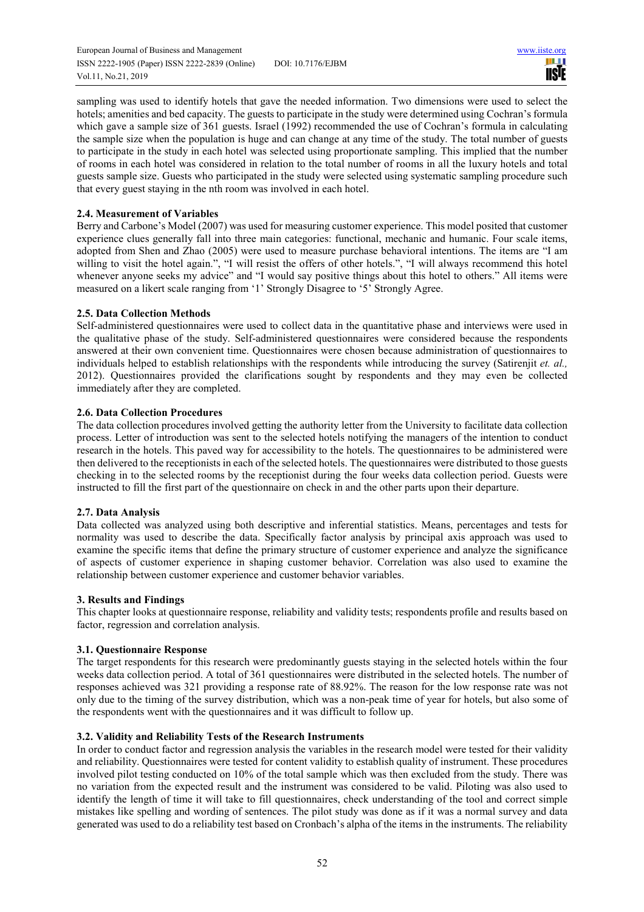sampling was used to identify hotels that gave the needed information. Two dimensions were used to select the hotels; amenities and bed capacity. The guests to participate in the study were determined using Cochran's formula which gave a sample size of 361 guests. Israel (1992) recommended the use of Cochran's formula in calculating the sample size when the population is huge and can change at any time of the study. The total number of guests to participate in the study in each hotel was selected using proportionate sampling. This implied that the number of rooms in each hotel was considered in relation to the total number of rooms in all the luxury hotels and total guests sample size. Guests who participated in the study were selected using systematic sampling procedure such that every guest staying in the nth room was involved in each hotel.

### 2.4. Measurement of Variables

Berry and Carbone's Model (2007) was used for measuring customer experience. This model posited that customer experience clues generally fall into three main categories: functional, mechanic and humanic. Four scale items, adopted from Shen and Zhao (2005) were used to measure purchase behavioral intentions. The items are "I am willing to visit the hotel again.", "I will resist the offers of other hotels.", "I will always recommend this hotel whenever anyone seeks my advice" and "I would say positive things about this hotel to others." All items were measured on a likert scale ranging from '1' Strongly Disagree to '5' Strongly Agree.

### 2.5. Data Collection Methods

Self-administered questionnaires were used to collect data in the quantitative phase and interviews were used in the qualitative phase of the study. Self-administered questionnaires were considered because the respondents answered at their own convenient time. Questionnaires were chosen because administration of questionnaires to individuals helped to establish relationships with the respondents while introducing the survey (Satirenjit *et. al.,* 2012). Questionnaires provided the clarifications sought by respondents and they may even be collected immediately after they are completed.

### 2.6. Data Collection Procedures

The data collection procedures involved getting the authority letter from the University to facilitate data collection process. Letter of introduction was sent to the selected hotels notifying the managers of the intention to conduct research in the hotels. This paved way for accessibility to the hotels. The questionnaires to be administered were then delivered to the receptionists in each of the selected hotels. The questionnaires were distributed to those guests checking in to the selected rooms by the receptionist during the four weeks data collection period. Guests were instructed to fill the first part of the questionnaire on check in and the other parts upon their departure.

### 2.7. Data Analysis

Data collected was analyzed using both descriptive and inferential statistics. Means, percentages and tests for normality was used to describe the data. Specifically factor analysis by principal axis approach was used to examine the specific items that define the primary structure of customer experience and analyze the significance of aspects of customer experience in shaping customer behavior. Correlation was also used to examine the relationship between customer experience and customer behavior variables.

## 3. Results and Findings

This chapter looks at questionnaire response, reliability and validity tests; respondents profile and results based on factor, regression and correlation analysis.

### 3.1. Questionnaire Response

The target respondents for this research were predominantly guests staying in the selected hotels within the four weeks data collection period. A total of 361 questionnaires were distributed in the selected hotels. The number of responses achieved was 321 providing a response rate of 88.92%. The reason for the low response rate was not only due to the timing of the survey distribution, which was a non-peak time of year for hotels, but also some of the respondents went with the questionnaires and it was difficult to follow up.

### 3.2. Validity and Reliability Tests of the Research Instruments

In order to conduct factor and regression analysis the variables in the research model were tested for their validity and reliability. Questionnaires were tested for content validity to establish quality of instrument. These procedures involved pilot testing conducted on 10% of the total sample which was then excluded from the study. There was no variation from the expected result and the instrument was considered to be valid. Piloting was also used to identify the length of time it will take to fill questionnaires, check understanding of the tool and correct simple mistakes like spelling and wording of sentences. The pilot study was done as if it was a normal survey and data generated was used to do a reliability test based on Cronbach's alpha of the items in the instruments. The reliability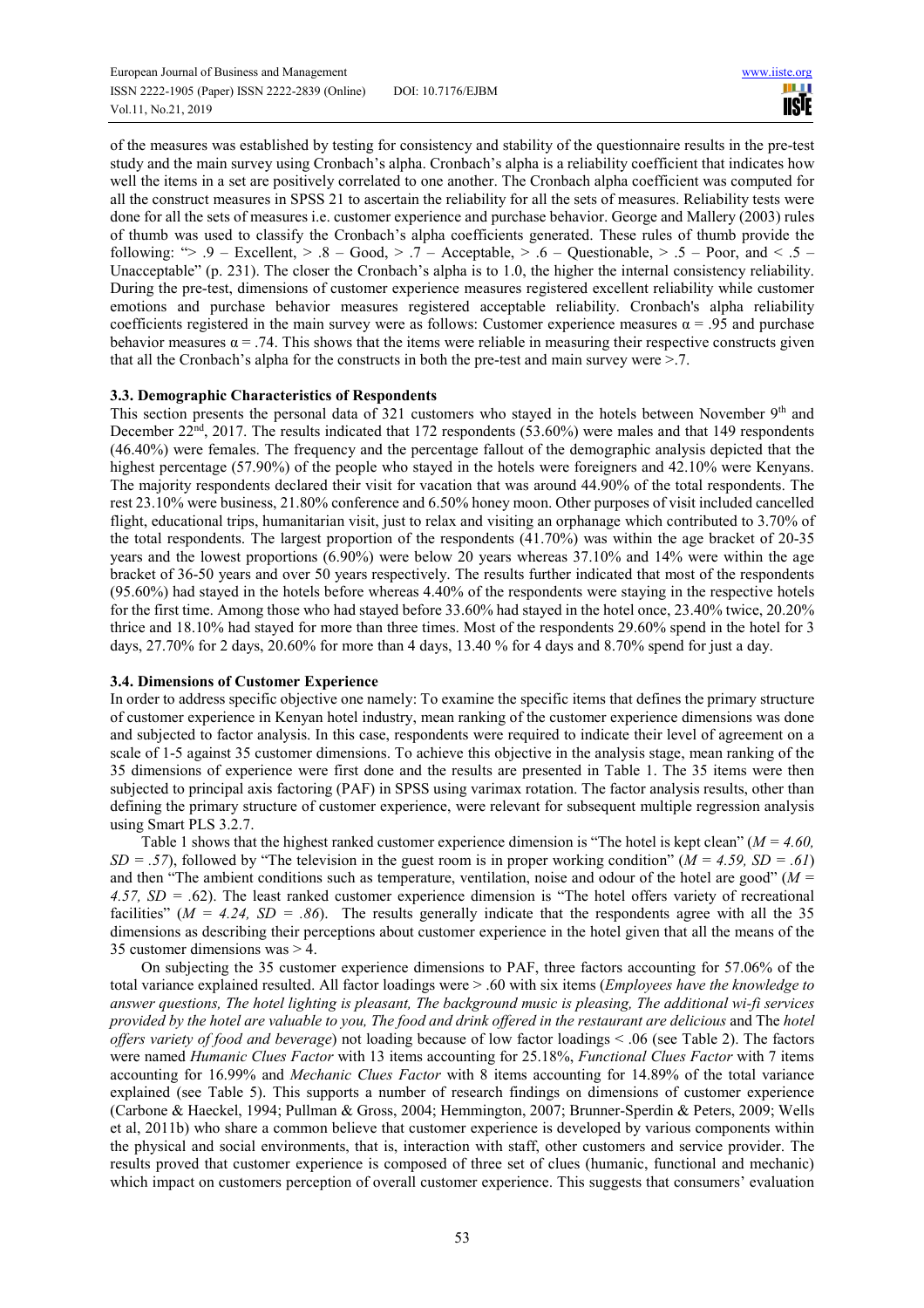of the measures was established by testing for consistency and stability of the questionnaire results in the pre-test study and the main survey using Cronbach's alpha. Cronbach's alpha is a reliability coefficient that indicates how well the items in a set are positively correlated to one another. The Cronbach alpha coefficient was computed for all the construct measures in SPSS 21 to ascertain the reliability for all the sets of measures. Reliability tests were done for all the sets of measures i.e. customer experience and purchase behavior. George and Mallery (2003) rules of thumb was used to classify the Cronbach's alpha coefficients generated. These rules of thumb provide the following: "> .9 – Excellent, > .8 – Good, > .7 – Acceptable, > .6 – Questionable, > .5 – Poor, and < .5 – Unacceptable" (p. 231). The closer the Cronbach's alpha is to 1.0, the higher the internal consistency reliability. During the pre-test, dimensions of customer experience measures registered excellent reliability while customer emotions and purchase behavior measures registered acceptable reliability. Cronbach's alpha reliability coefficients registered in the main survey were as follows: Customer experience measures $\alpha = .95$ and purchase behavior measures $\alpha = .74$. This shows that the items were reliable in measuring their respective constructs given that all the Cronbach's alpha for the constructs in both the pre-test and main survey were >.7.

### 3.3. Demographic Characteristics of Respondents

This section presents the personal data of 321 customers who stayed in the hotels between November 9th and December 22nd, 2017. The results indicated that 172 respondents (53.60%) were males and that 149 respondents (46.40%) were females. The frequency and the percentage fallout of the demographic analysis depicted that the highest percentage (57.90%) of the people who stayed in the hotels were foreigners and 42.10% were Kenyans. The majority respondents declared their visit for vacation that was around 44.90% of the total respondents. The rest 23.10% were business, 21.80% conference and 6.50% honey moon. Other purposes of visit included cancelled flight, educational trips, humanitarian visit, just to relax and visiting an orphanage which contributed to 3.70% of the total respondents. The largest proportion of the respondents (41.70%) was within the age bracket of 20-35 years and the lowest proportions (6.90%) were below 20 years whereas 37.10% and 14% were within the age bracket of 36-50 years and over 50 years respectively. The results further indicated that most of the respondents (95.60%) had stayed in the hotels before whereas 4.40% of the respondents were staying in the respective hotels for the first time. Among those who had stayed before 33.60% had stayed in the hotel once, 23.40% twice, 20.20% thrice and 18.10% had stayed for more than three times. Most of the respondents 29.60% spend in the hotel for 3 days, 27.70% for 2 days, 20.60% for more than 4 days, 13.40 % for 4 days and 8.70% spend for just a day.

### 3.4. Dimensions of Customer Experience

In order to address specific objective one namely: To examine the specific items that defines the primary structure of customer experience in Kenyan hotel industry, mean ranking of the customer experience dimensions was done and subjected to factor analysis. In this case, respondents were required to indicate their level of agreement on a scale of 1-5 against 35 customer dimensions. To achieve this objective in the analysis stage, mean ranking of the 35 dimensions of experience were first done and the results are presented in Table 1. The 35 items were then subjected to principal axis factoring (PAF) in SPSS using varimax rotation. The factor analysis results, other than defining the primary structure of customer experience, were relevant for subsequent multiple regression analysis using Smart PLS 3.2.7.

Table 1 shows that the highest ranked customer experience dimension is "The hotel is kept clean" ($M = 4.60$, $SD = .57$), followed by "The television in the guest room is in proper working condition" ($M = 4.59$, $SD = .61$) and then "The ambient conditions such as temperature, ventilation, noise and odour of the hotel are good" ($M = 4.57$, $SD = .62$). The least ranked customer experience dimension is "The hotel offers variety of recreational facilities" ($M = 4.24$, $SD = .86$). The results generally indicate that the respondents agree with all the 35 dimensions as describing their perceptions about customer experience in the hotel given that all the means of the 35 customer dimensions was > 4.

On subjecting the 35 customer experience dimensions to PAF, three factors accounting for 57.06% of the total variance explained resulted. All factor loadings were > .60 with six items (*Employees have the knowledge to answer questions, The hotel lighting is pleasant, The background music is pleasing, The additional wi-fi services provided by the hotel are valuable to you, The food and drink offered in the restaurant are delicious* and The *hotel offers variety of food and beverage*) not loading because of low factor loadings < .06 (see Table 2). The factors were named *Humanic Clues Factor* with 13 items accounting for 25.18%, *Functional Clues Factor* with 7 items accounting for 16.99% and *Mechanic Clues Factor* with 8 items accounting for 14.89% of the total variance explained (see Table 5). This supports a number of research findings on dimensions of customer experience (Carbone & Haeckel, 1994; Pullman & Gross, 2004; Hemmington, 2007; Brunner-Sperdin & Peters, 2009; Wells et al, 2011b) who share a common believe that customer experience is developed by various components within the physical and social environments, that is, interaction with staff, other customers and service provider. The results proved that customer experience is composed of three set of clues (humanic, functional and mechanic) which impact on customers perception of overall customer experience. This suggests that consumers' evaluation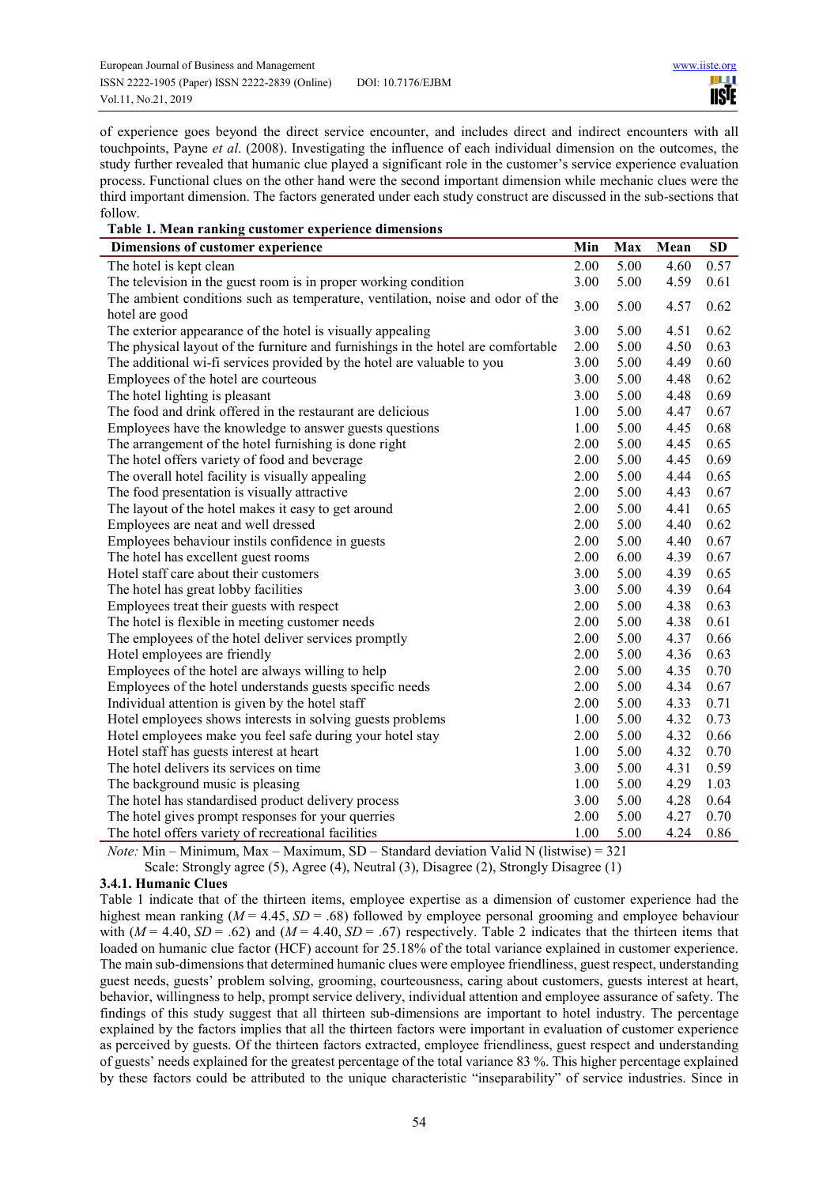of experience goes beyond the direct service encounter, and includes direct and indirect encounters with all touchpoints, Payne *et al*. (2008). Investigating the influence of each individual dimension on the outcomes, the study further revealed that humanic clue played a significant role in the customer's service experience evaluation process. Functional clues on the other hand were the second important dimension while mechanic clues were the third important dimension. The factors generated under each study construct are discussed in the sub-sections that follow.

**Table 1. Mean ranking customer experience dimensions**

| Dimensions of customer experience | Min | Max | Mean | SD |
|---|---|---|---|---|
| The hotel is kept clean | 2.00 | 5.00 | 4.60 | 0.57 |
| The television in the guest room is in proper working condition | 3.00 | 5.00 | 4.59 | 0.61 |
| The ambient conditions such as temperature, ventilation, noise and odor of the hotel are good | 3.00 | 5.00 | 4.57 | 0.62 |
| The exterior appearance of the hotel is visually appealing | 3.00 | 5.00 | 4.51 | 0.62 |
| The physical layout of the furniture and furnishings in the hotel are comfortable | 2.00 | 5.00 | 4.50 | 0.63 |
| The additional wi-fi services provided by the hotel are valuable to you | 3.00 | 5.00 | 4.49 | 0.60 |
| Employees of the hotel are courteous | 3.00 | 5.00 | 4.48 | 0.62 |
| The hotel lighting is pleasant | 3.00 | 5.00 | 4.48 | 0.69 |
| The food and drink offered in the restaurant are delicious | 1.00 | 5.00 | 4.47 | 0.67 |
| Employees have the knowledge to answer guests questions | 1.00 | 5.00 | 4.45 | 0.68 |
| The arrangement of the hotel furnishing is done right | 2.00 | 5.00 | 4.45 | 0.65 |
| The hotel offers variety of food and beverage | 2.00 | 5.00 | 4.45 | 0.69 |
| The overall hotel facility is visually appealing | 2.00 | 5.00 | 4.44 | 0.65 |
| The food presentation is visually attractive | 2.00 | 5.00 | 4.43 | 0.67 |
| The layout of the hotel makes it easy to get around | 2.00 | 5.00 | 4.41 | 0.65 |
| Employees are neat and well dressed | 2.00 | 5.00 | 4.40 | 0.62 |
| Employees behaviour instils confidence in guests | 2.00 | 5.00 | 4.40 | 0.67 |
| The hotel has excellent guest rooms | 2.00 | 6.00 | 4.39 | 0.67 |
| Hotel staff care about their customers | 3.00 | 5.00 | 4.39 | 0.65 |
| The hotel has great lobby facilities | 3.00 | 5.00 | 4.39 | 0.64 |
| Employees treat their guests with respect | 2.00 | 5.00 | 4.38 | 0.63 |
| The hotel is flexible in meeting customer needs | 2.00 | 5.00 | 4.38 | 0.61 |
| The employees of the hotel deliver services promptly | 2.00 | 5.00 | 4.37 | 0.66 |
| Hotel employees are friendly | 2.00 | 5.00 | 4.36 | 0.63 |
| Employees of the hotel are always willing to help | 2.00 | 5.00 | 4.35 | 0.70 |
| Employees of the hotel understands guests specific needs | 2.00 | 5.00 | 4.34 | 0.67 |
| Individual attention is given by the hotel staff | 2.00 | 5.00 | 4.33 | 0.71 |
| Hotel employees shows interests in solving guests problems | 1.00 | 5.00 | 4.32 | 0.73 |
| Hotel employees make you feel safe during your hotel stay | 2.00 | 5.00 | 4.32 | 0.66 |
| Hotel staff has guests interest at heart | 1.00 | 5.00 | 4.32 | 0.70 |
| The hotel delivers its services on time | 3.00 | 5.00 | 4.31 | 0.59 |
| The background music is pleasing | 1.00 | 5.00 | 4.29 | 1.03 |
| The hotel has standardised product delivery process | 3.00 | 5.00 | 4.28 | 0.64 |
| The hotel gives prompt responses for your querries | 2.00 | 5.00 | 4.27 | 0.70 |
| The hotel offers variety of recreational facilities | 1.00 | 5.00 | 4.24 | 0.86 |

*Note:* Min – Minimum, Max – Maximum, SD – Standard deviation Valid N (listwise) = 321
Scale: Strongly agree (5), Agree (4), Neutral (3), Disagree (2), Strongly Disagree (1)

### 3.4.1. Humanic Clues

Table 1 indicate that of the thirteen items, employee expertise as a dimension of customer experience had the highest mean ranking ($M$ = 4.45, $SD$ = .68) followed by employee personal grooming and employee behaviour with ($M$ = 4.40, $SD$ = .62) and ($M$ = 4.40, $SD$ = .67) respectively. Table 2 indicates that the thirteen items that loaded on humanic clue factor (HCF) account for 25.18% of the total variance explained in customer experience. The main sub-dimensions that determined humanic clues were employee friendliness, guest respect, understanding guest needs, guests' problem solving, grooming, courteousness, caring about customers, guests interest at heart, behavior, willingness to help, prompt service delivery, individual attention and employee assurance of safety. The findings of this study suggest that all thirteen sub-dimensions are important to hotel industry. The percentage explained by the factors implies that all the thirteen factors were important in evaluation of customer experience as perceived by guests. Of the thirteen factors extracted, employee friendliness, guest respect and understanding of guests' needs explained for the greatest percentage of the total variance 83 %. This higher percentage explained by these factors could be attributed to the unique characteristic "inseparability" of service industries. Since in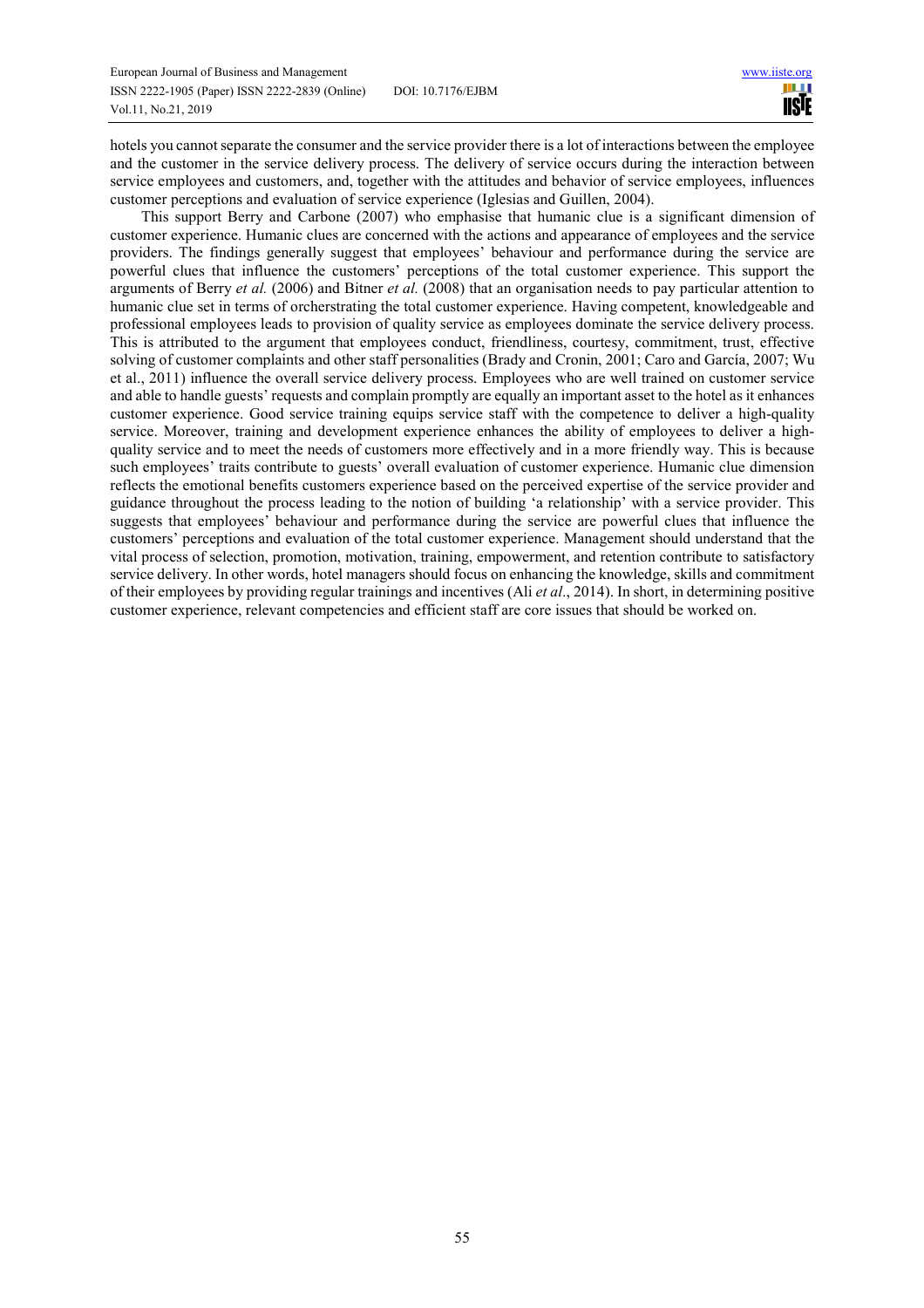hotels you cannot separate the consumer and the service provider there is a lot of interactions between the employee and the customer in the service delivery process. The delivery of service occurs during the interaction between service employees and customers, and, together with the attitudes and behavior of service employees, influences customer perceptions and evaluation of service experience (Iglesias and Guillen, 2004).

This support Berry and Carbone (2007) who emphasise that humanic clue is a significant dimension of customer experience. Humanic clues are concerned with the actions and appearance of employees and the service providers. The findings generally suggest that employees' behaviour and performance during the service are powerful clues that influence the customers' perceptions of the total customer experience. This support the arguments of Berry *et al.* (2006) and Bitner *et al.* (2008) that an organisation needs to pay particular attention to humanic clue set in terms of orcherstrating the total customer experience. Having competent, knowledgeable and professional employees leads to provision of quality service as employees dominate the service delivery process. This is attributed to the argument that employees conduct, friendliness, courtesy, commitment, trust, effective solving of customer complaints and other staff personalities (Brady and Cronin, 2001; Caro and García, 2007; Wu et al., 2011) influence the overall service delivery process. Employees who are well trained on customer service and able to handle guests' requests and complain promptly are equally an important asset to the hotel as it enhances customer experience. Good service training equips service staff with the competence to deliver a high-quality service. Moreover, training and development experience enhances the ability of employees to deliver a high-quality service and to meet the needs of customers more effectively and in a more friendly way. This is because such employees' traits contribute to guests' overall evaluation of customer experience. Humanic clue dimension reflects the emotional benefits customers experience based on the perceived expertise of the service provider and guidance throughout the process leading to the notion of building 'a relationship' with a service provider. This suggests that employees' behaviour and performance during the service are powerful clues that influence the customers' perceptions and evaluation of the total customer experience. Management should understand that the vital process of selection, promotion, motivation, training, empowerment, and retention contribute to satisfactory service delivery. In other words, hotel managers should focus on enhancing the knowledge, skills and commitment of their employees by providing regular trainings and incentives (Ali *et al*., 2014). In short, in determining positive customer experience, relevant competencies and efficient staff are core issues that should be worked on.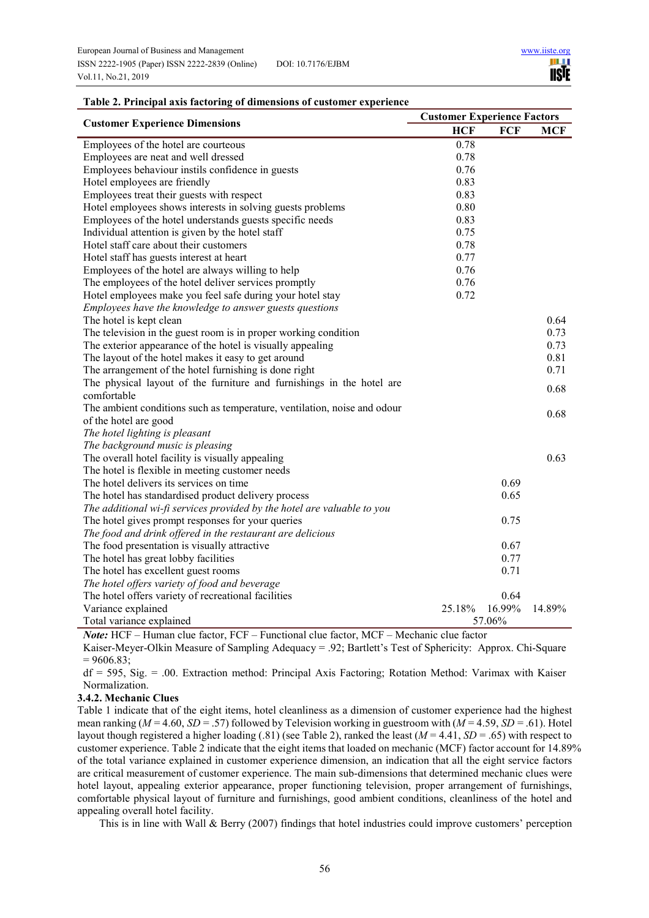**Table 2. Principal axis factoring of dimensions of customer experience**

| Customer Experience Dimensions | Customer Experience Factors | | |
|---|---|---|---|
| | **HCF** | **FCF** | **MCF** |
| Employees of the hotel are courteous | 0.78 | | |
| Employees are neat and well dressed | 0.78 | | |
| Employees behaviour instils confidence in guests | 0.76 | | |
| Hotel employees are friendly | 0.83 | | |
| Employees treat their guests with respect | 0.83 | | |
| Hotel employees shows interests in solving guests problems | 0.80 | | |
| Employees of the hotel understands guests specific needs | 0.83 | | |
| Individual attention is given by the hotel staff | 0.75 | | |
| Hotel staff care about their customers | 0.78 | | |
| Hotel staff has guests interest at heart | 0.77 | | |
| Employees of the hotel are always willing to help | 0.76 | | |
| The employees of the hotel deliver services promptly | 0.76 | | |
| Hotel employees make you feel safe during your hotel stay | 0.72 | | |
| *Employees have the knowledge to answer guests questions* | | | |
| The hotel is kept clean | | | 0.64 |
| The television in the guest room is in proper working condition | | | 0.73 |
| The exterior appearance of the hotel is visually appealing | | | 0.73 |
| The layout of the hotel makes it easy to get around | | | 0.81 |
| The arrangement of the hotel furnishing is done right | | | 0.71 |
| The physical layout of the furniture and furnishings in the hotel are comfortable | | | 0.68 |
| The ambient conditions such as temperature, ventilation, noise and odour of the hotel are good | | | 0.68 |
| *The hotel lighting is pleasant* | | | |
| *The background music is pleasing* | | | |
| The overall hotel facility is visually appealing | | | 0.63 |
| The hotel is flexible in meeting customer needs | | | |
| The hotel delivers its services on time | | 0.69 | |
| The hotel has standardised product delivery process | | 0.65 | |
| *The additional wi-fi services provided by the hotel are valuable to you* | | | |
| The hotel gives prompt responses for your queries | | 0.75 | |
| *The food and drink offered in the restaurant are delicious* | | | |
| The food presentation is visually attractive | | 0.67 | |
| The hotel has great lobby facilities | | 0.77 | |
| The hotel has excellent guest rooms | | 0.71 | |
| *The hotel offers variety of food and beverage* | | | |
| The hotel offers variety of recreational facilities | | 0.64 | |
| Variance explained | 25.18% | 16.99% | 14.89% |
| Total variance explained | | 57.06% | |

***Note:*** HCF – Human clue factor, FCF – Functional clue factor, MCF – Mechanic clue factor

Kaiser-Meyer-Olkin Measure of Sampling Adequacy = .92; Bartlett's Test of Sphericity: Approx. Chi-Square = 9606.83;

df = 595, Sig. = .00. Extraction method: Principal Axis Factoring; Rotation Method: Varimax with Kaiser Normalization.

#### 3.4.2. Mechanic Clues

Table 1 indicate that of the eight items, hotel cleanliness as a dimension of customer experience had the highest mean ranking ($M$ = 4.60, $SD$ = .57) followed by Television working in guestroom with ($M$ = 4.59, $SD$ = .61). Hotel layout though registered a higher loading (.81) (see Table 2), ranked the least ($M$ = 4.41, $SD$ = .65) with respect to customer experience. Table 2 indicate that the eight items that loaded on mechanic (MCF) factor account for 14.89% of the total variance explained in customer experience dimension, an indication that all the eight service factors are critical measurement of customer experience. The main sub-dimensions that determined mechanic clues were hotel layout, appealing exterior appearance, proper functioning television, proper arrangement of furnishings, comfortable physical layout of furniture and furnishings, good ambient conditions, cleanliness of the hotel and appealing overall hotel facility.

This is in line with Wall & Berry (2007) findings that hotel industries could improve customers' perception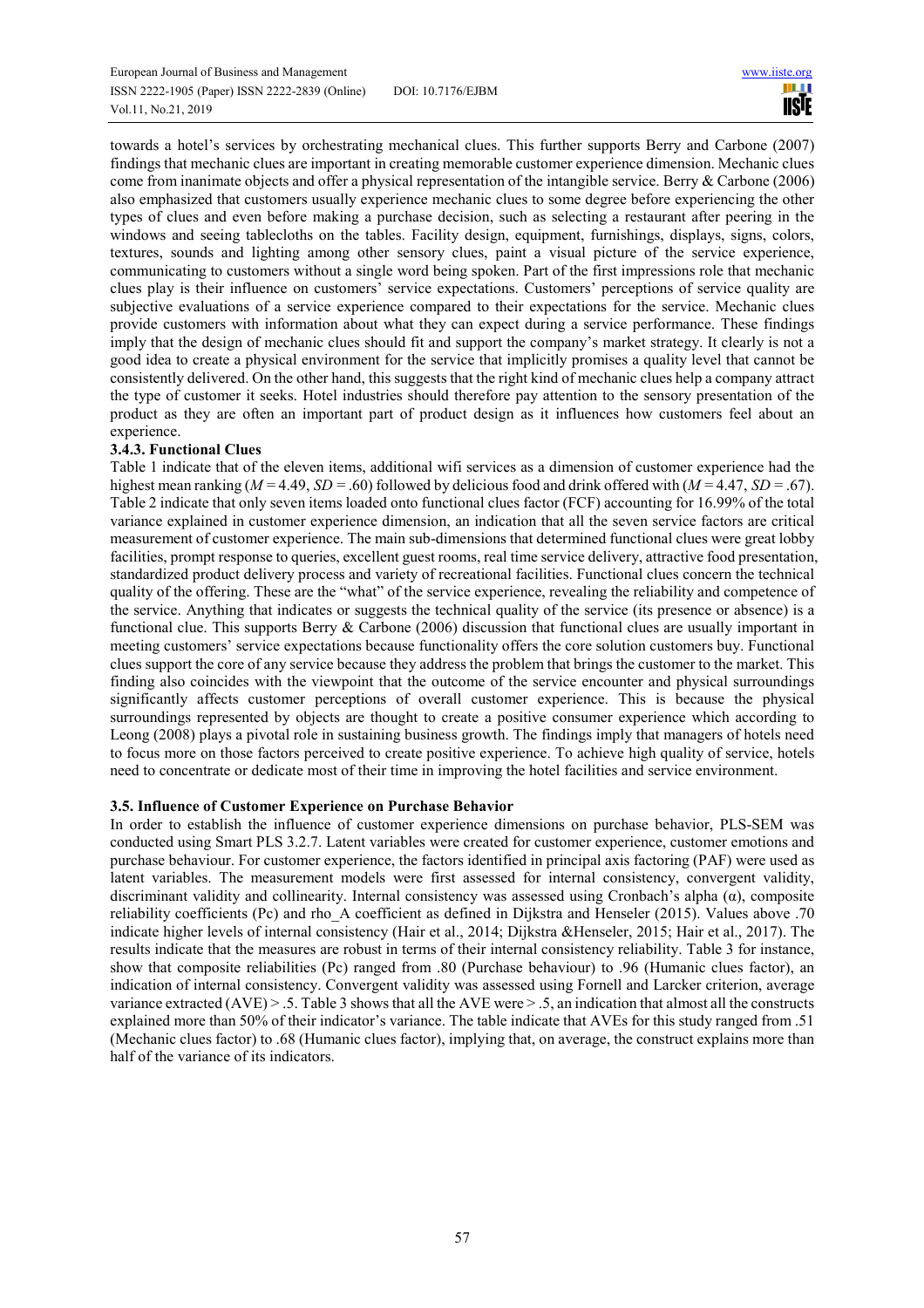towards a hotel's services by orchestrating mechanical clues. This further supports Berry and Carbone (2007) findings that mechanic clues are important in creating memorable customer experience dimension. Mechanic clues come from inanimate objects and offer a physical representation of the intangible service. Berry & Carbone (2006) also emphasized that customers usually experience mechanic clues to some degree before experiencing the other types of clues and even before making a purchase decision, such as selecting a restaurant after peering in the windows and seeing tablecloths on the tables. Facility design, equipment, furnishings, displays, signs, colors, textures, sounds and lighting among other sensory clues, paint a visual picture of the service experience, communicating to customers without a single word being spoken. Part of the first impressions role that mechanic clues play is their influence on customers' service expectations. Customers' perceptions of service quality are subjective evaluations of a service experience compared to their expectations for the service. Mechanic clues provide customers with information about what they can expect during a service performance. These findings imply that the design of mechanic clues should fit and support the company's market strategy. It clearly is not a good idea to create a physical environment for the service that implicitly promises a quality level that cannot be consistently delivered. On the other hand, this suggests that the right kind of mechanic clues help a company attract the type of customer it seeks. Hotel industries should therefore pay attention to the sensory presentation of the product as they are often an important part of product design as it influences how customers feel about an experience.

#### 3.4.3. Functional Clues

Table 1 indicate that of the eleven items, additional wifi services as a dimension of customer experience had the highest mean ranking ($M = 4.49$, $SD = .60$) followed by delicious food and drink offered with ($M = 4.47$, $SD = .67$). Table 2 indicate that only seven items loaded onto functional clues factor (FCF) accounting for 16.99% of the total variance explained in customer experience dimension, an indication that all the seven service factors are critical measurement of customer experience. The main sub-dimensions that determined functional clues were great lobby facilities, prompt response to queries, excellent guest rooms, real time service delivery, attractive food presentation, standardized product delivery process and variety of recreational facilities. Functional clues concern the technical quality of the offering. These are the "what" of the service experience, revealing the reliability and competence of the service. Anything that indicates or suggests the technical quality of the service (its presence or absence) is a functional clue. This supports Berry & Carbone (2006) discussion that functional clues are usually important in meeting customers' service expectations because functionality offers the core solution customers buy. Functional clues support the core of any service because they address the problem that brings the customer to the market. This finding also coincides with the viewpoint that the outcome of the service encounter and physical surroundings significantly affects customer perceptions of overall customer experience. This is because the physical surroundings represented by objects are thought to create a positive consumer experience which according to Leong (2008) plays a pivotal role in sustaining business growth. The findings imply that managers of hotels need to focus more on those factors perceived to create positive experience. To achieve high quality of service, hotels need to concentrate or dedicate most of their time in improving the hotel facilities and service environment.

### 3.5. Influence of Customer Experience on Purchase Behavior

In order to establish the influence of customer experience dimensions on purchase behavior, PLS-SEM was conducted using Smart PLS 3.2.7. Latent variables were created for customer experience, customer emotions and purchase behaviour. For customer experience, the factors identified in principal axis factoring (PAF) were used as latent variables. The measurement models were first assessed for internal consistency, convergent validity, discriminant validity and collinearity. Internal consistency was assessed using Cronbach's alpha (α), composite reliability coefficients (Pc) and rho_A coefficient as defined in Dijkstra and Henseler (2015). Values above .70 indicate higher levels of internal consistency (Hair et al., 2014; Dijkstra &Henseler, 2015; Hair et al., 2017). The results indicate that the measures are robust in terms of their internal consistency reliability. Table 3 for instance, show that composite reliabilities (Pc) ranged from .80 (Purchase behaviour) to .96 (Humanic clues factor), an indication of internal consistency. Convergent validity was assessed using Fornell and Larcker criterion, average variance extracted (AVE) > .5. Table 3 shows that all the AVE were > .5, an indication that almost all the constructs explained more than 50% of their indicator's variance. The table indicate that AVEs for this study ranged from .51 (Mechanic clues factor) to .68 (Humanic clues factor), implying that, on average, the construct explains more than half of the variance of its indicators.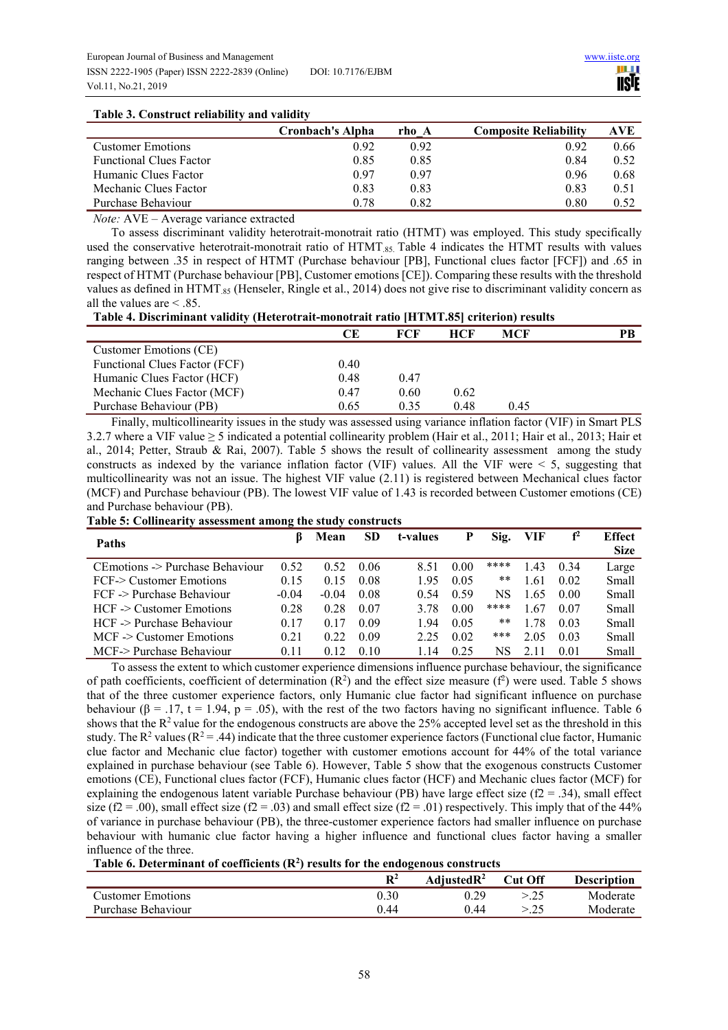**Table 3. Construct reliability and validity**

| | Cronbach's Alpha | rho_A | Composite Reliability | AVE |
|---|---|---|---|---|
| Customer Emotions | 0.92 | 0.92 | 0.92 | 0.66 |
| Functional Clues Factor | 0.85 | 0.85 | 0.84 | 0.52 |
| Humanic Clues Factor | 0.97 | 0.97 | 0.96 | 0.68 |
| Mechanic Clues Factor | 0.83 | 0.83 | 0.83 | 0.51 |
| Purchase Behaviour | 0.78 | 0.82 | 0.80 | 0.52 |

*Note:* AVE – Average variance extracted

To assess discriminant validity heterotrait-monotrait ratio (HTMT) was employed. This study specifically used the conservative heterotrait-monotrait ratio of $HTMT_{.85}$. Table 4 indicates the HTMT results with values ranging between .35 in respect of HTMT (Purchase behaviour [PB], Functional clues factor [FCF]) and .65 in respect of HTMT (Purchase behaviour [PB], Customer emotions [CE]). Comparing these results with the threshold values as defined in $HTMT_{.85}$ (Henseler, Ringle et al., 2014) does not give rise to discriminant validity concern as all the values are < .85.

**Table 4. Discriminant validity (Heterotrait-monotrait ratio [HTMT.85] criterion) results**

| | CE | FCF | HCF | MCF | PB |
|---|---|---|---|---|---|
| Customer Emotions (CE) | | | | | |
| Functional Clues Factor (FCF) | 0.40 | | | | |
| Humanic Clues Factor (HCF) | 0.48 | 0.47 | | | |
| Mechanic Clues Factor (MCF) | 0.47 | 0.60 | 0.62 | | |
| Purchase Behaviour (PB) | 0.65 | 0.35 | 0.48 | 0.45 | |

Finally, multicollinearity issues in the study was assessed using variance inflation factor (VIF) in Smart PLS 3.2.7 where a VIF value ≥ 5 indicated a potential collinearity problem (Hair et al., 2011; Hair et al., 2013; Hair et al., 2014; Petter, Straub & Rai, 2007). Table 5 shows the result of collinearity assessment among the study constructs as indexed by the variance inflation factor (VIF) values. All the VIF were < 5, suggesting that multicollinearity was not an issue. The highest VIF value (2.11) is registered between Mechanical clues factor (MCF) and Purchase behaviour (PB). The lowest VIF value of 1.43 is recorded between Customer emotions (CE) and Purchase behaviour (PB).

**Table 5: Collinearity assessment among the study constructs**

| Paths | β | Mean | SD | t-values | P | Sig. | VIF | $f^2$ | Effect Size |
|---|---|---|---|---|---|---|---|---|---|
| CEmotions -> Purchase Behaviour | 0.52 | 0.52 | 0.06 | 8.51 | 0.00 | **** | 1.43 | 0.34 | Large |
| FCF-> Customer Emotions | 0.15 | 0.15 | 0.08 | 1.95 | 0.05 | ** | 1.61 | 0.02 | Small |
| FCF -> Purchase Behaviour | -0.04 | -0.04 | 0.08 | 0.54 | 0.59 | NS | 1.65 | 0.00 | Small |
| HCF -> Customer Emotions | 0.28 | 0.28 | 0.07 | 3.78 | 0.00 | **** | 1.67 | 0.07 | Small |
| HCF -> Purchase Behaviour | 0.17 | 0.17 | 0.09 | 1.94 | 0.05 | ** | 1.78 | 0.03 | Small |
| MCF -> Customer Emotions | 0.21 | 0.22 | 0.09 | 2.25 | 0.02 | *** | 2.05 | 0.03 | Small |
| MCF-> Purchase Behaviour | 0.11 | 0.12 | 0.10 | 1.14 | 0.25 | NS | 2.11 | 0.01 | Small |

To assess the extent to which customer experience dimensions influence purchase behaviour, the significance of path coefficients, coefficient of determination ($R^2$) and the effect size measure ($f^2$) were used. Table 5 shows that of the three customer experience factors, only Humanic clue factor had significant influence on purchase behaviour (β = .17, t = 1.94, p = .05), with the rest of the two factors having no significant influence. Table 6 shows that the $R^2$ value for the endogenous constructs are above the 25% accepted level set as the threshold in this study. The $R^2$ values ($R^2$ = .44) indicate that the three customer experience factors (Functional clue factor, Humanic clue factor and Mechanic clue factor) together with customer emotions account for 44% of the total variance explained in purchase behaviour (see Table 6). However, Table 5 show that the exogenous constructs Customer emotions (CE), Functional clues factor (FCF), Humanic clues factor (HCF) and Mechanic clues factor (MCF) for explaining the endogenous latent variable Purchase behaviour (PB) have large effect size (f2 = .34), small effect size (f2 = .00), small effect size (f2 = .03) and small effect size (f2 = .01) respectively. This imply that of the 44% of variance in purchase behaviour (PB), the three-customer experience factors had smaller influence on purchase behaviour with humanic clue factor having a higher influence and functional clues factor having a smaller influence of the three.

**Table 6. Determinant of coefficients ($R^2$) results for the endogenous constructs**

| | $R^2$ | Adjusted$R^2$ | Cut Off | Description |
|---|---|---|---|---|
| Customer Emotions | 0.30 | 0.29 | >.25 | Moderate |
| Purchase Behaviour | 0.44 | 0.44 | >.25 | Moderate |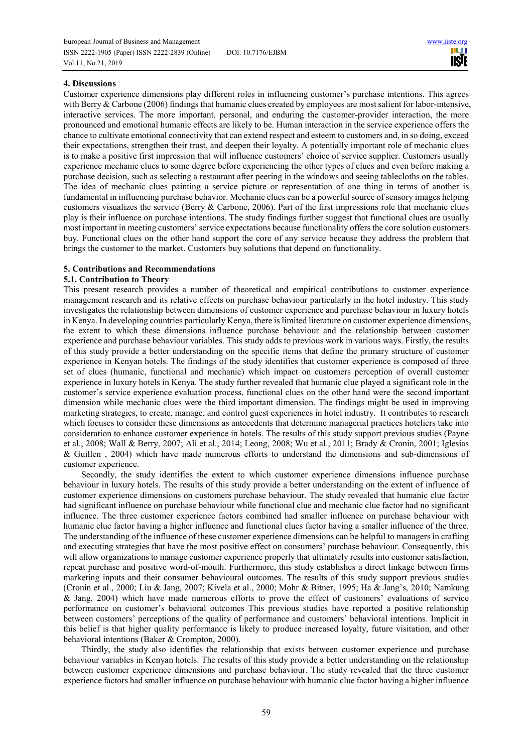## 4. Discussions

Customer experience dimensions play different roles in influencing customer's purchase intentions. This agrees with Berry & Carbone (2006) findings that humanic clues created by employees are most salient for labor-intensive, interactive services. The more important, personal, and enduring the customer-provider interaction, the more pronounced and emotional humanic effects are likely to be. Human interaction in the service experience offers the chance to cultivate emotional connectivity that can extend respect and esteem to customers and, in so doing, exceed their expectations, strengthen their trust, and deepen their loyalty. A potentially important role of mechanic clues is to make a positive first impression that will influence customers' choice of service supplier. Customers usually experience mechanic clues to some degree before experiencing the other types of clues and even before making a purchase decision, such as selecting a restaurant after peering in the windows and seeing tablecloths on the tables. The idea of mechanic clues painting a service picture or representation of one thing in terms of another is fundamental in influencing purchase behavior. Mechanic clues can be a powerful source of sensory images helping customers visualizes the service (Berry & Carbone, 2006). Part of the first impressions role that mechanic clues play is their influence on purchase intentions. The study findings further suggest that functional clues are usually most important in meeting customers' service expectations because functionality offers the core solution customers buy. Functional clues on the other hand support the core of any service because they address the problem that brings the customer to the market. Customers buy solutions that depend on functionality.

## 5. Contributions and Recommendations

### 5.1. Contribution to Theory

This present research provides a number of theoretical and empirical contributions to customer experience management research and its relative effects on purchase behaviour particularly in the hotel industry. This study investigates the relationship between dimensions of customer experience and purchase behaviour in luxury hotels in Kenya. In developing countries particularly Kenya, there is limited literature on customer experience dimensions, the extent to which these dimensions influence purchase behaviour and the relationship between customer experience and purchase behaviour variables. This study adds to previous work in various ways. Firstly, the results of this study provide a better understanding on the specific items that define the primary structure of customer experience in Kenyan hotels. The findings of the study identifies that customer experience is composed of three set of clues (humanic, functional and mechanic) which impact on customers perception of overall customer experience in luxury hotels in Kenya. The study further revealed that humanic clue played a significant role in the customer's service experience evaluation process, functional clues on the other hand were the second important dimension while mechanic clues were the third important dimension. The findings might be used in improving marketing strategies, to create, manage, and control guest experiences in hotel industry. It contributes to research which focuses to consider these dimensions as antecedents that determine managerial practices hoteliers take into consideration to enhance customer experience in hotels. The results of this study support previous studies (Payne et al., 2008; Wall & Berry, 2007; Ali et al., 2014; Leong, 2008; Wu et al., 2011; Brady & Cronin, 2001; Iglesias & Guillen , 2004) which have made numerous efforts to understand the dimensions and sub-dimensions of customer experience.

Secondly, the study identifies the extent to which customer experience dimensions influence purchase behaviour in luxury hotels. The results of this study provide a better understanding on the extent of influence of customer experience dimensions on customers purchase behaviour. The study revealed that humanic clue factor had significant influence on purchase behaviour while functional clue and mechanic clue factor had no significant influence. The three customer experience factors combined had smaller influence on purchase behaviour with humanic clue factor having a higher influence and functional clues factor having a smaller influence of the three. The understanding of the influence of these customer experience dimensions can be helpful to managers in crafting and executing strategies that have the most positive effect on consumers' purchase behaviour. Consequently, this will allow organizations to manage customer experience properly that ultimately results into customer satisfaction, repeat purchase and positive word-of-mouth. Furthermore, this study establishes a direct linkage between firms marketing inputs and their consumer behavioural outcomes. The results of this study support previous studies (Cronin et al., 2000; Liu & Jang, 2007; Kivela et al., 2000; Mohr & Bitner, 1995; Ha & Jang's, 2010; Namkung & Jang, 2004) which have made numerous efforts to prove the effect of customers' evaluations of service performance on customer's behavioral outcomes This previous studies have reported a positive relationship between customers' perceptions of the quality of performance and customers' behavioral intentions. Implicit in this belief is that higher quality performance is likely to produce increased loyalty, future visitation, and other behavioral intentions (Baker & Crompton, 2000).

Thirdly, the study also identifies the relationship that exists between customer experience and purchase behaviour variables in Kenyan hotels. The results of this study provide a better understanding on the relationship between customer experience dimensions and purchase behaviour. The study revealed that the three customer experience factors had smaller influence on purchase behaviour with humanic clue factor having a higher influence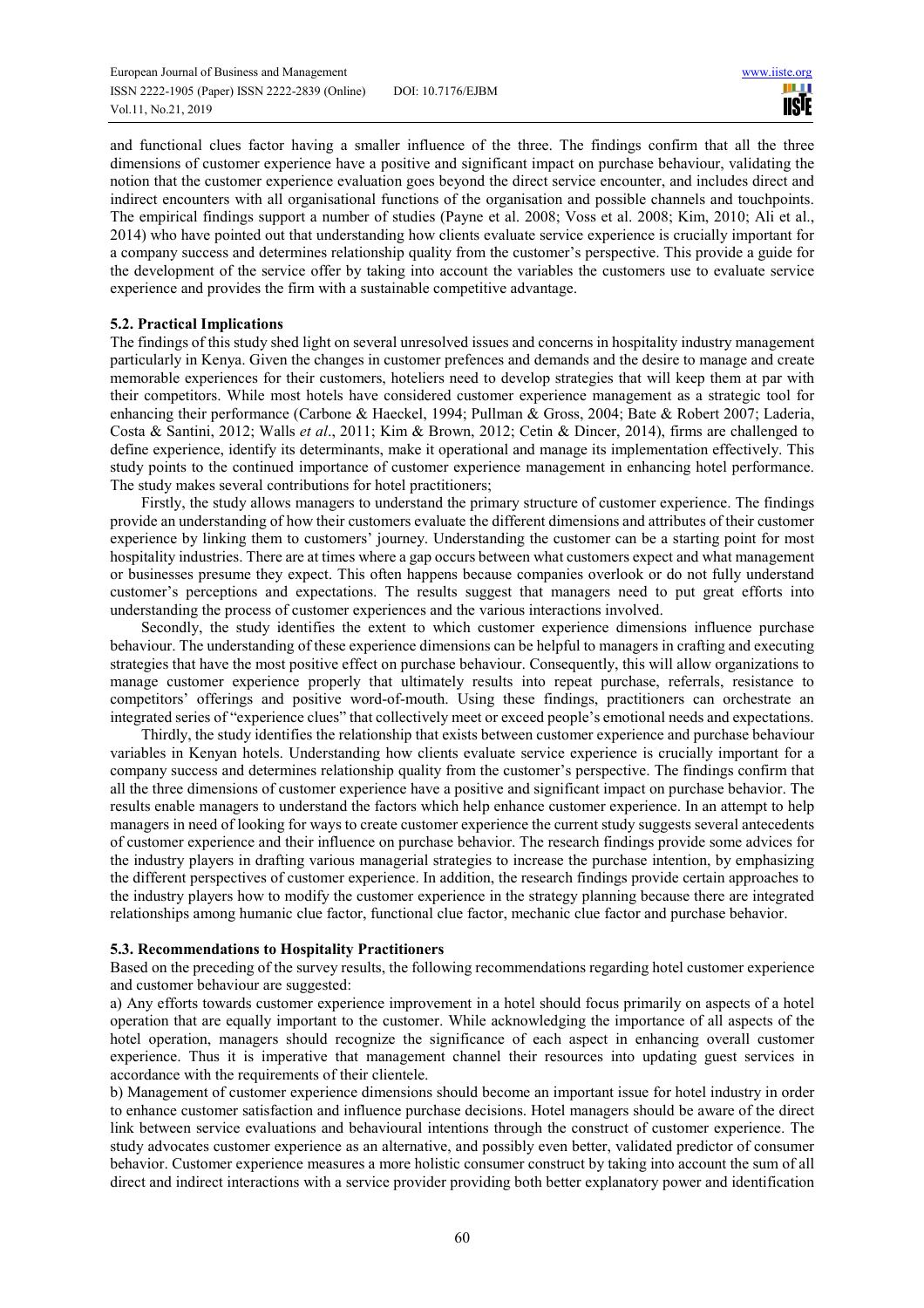and functional clues factor having a smaller influence of the three. The findings confirm that all the three dimensions of customer experience have a positive and significant impact on purchase behaviour, validating the notion that the customer experience evaluation goes beyond the direct service encounter, and includes direct and indirect encounters with all organisational functions of the organisation and possible channels and touchpoints. The empirical findings support a number of studies (Payne et al. 2008; Voss et al. 2008; Kim, 2010; Ali et al., 2014) who have pointed out that understanding how clients evaluate service experience is crucially important for a company success and determines relationship quality from the customer's perspective. This provide a guide for the development of the service offer by taking into account the variables the customers use to evaluate service experience and provides the firm with a sustainable competitive advantage.

### 5.2. Practical Implications

The findings of this study shed light on several unresolved issues and concerns in hospitality industry management particularly in Kenya. Given the changes in customer prefences and demands and the desire to manage and create memorable experiences for their customers, hoteliers need to develop strategies that will keep them at par with their competitors. While most hotels have considered customer experience management as a strategic tool for enhancing their performance (Carbone & Haeckel, 1994; Pullman & Gross, 2004; Bate & Robert 2007; Laderia, Costa & Santini, 2012; Walls *et al*., 2011; Kim & Brown, 2012; Cetin & Dincer, 2014), firms are challenged to define experience, identify its determinants, make it operational and manage its implementation effectively. This study points to the continued importance of customer experience management in enhancing hotel performance. The study makes several contributions for hotel practitioners;

Firstly, the study allows managers to understand the primary structure of customer experience. The findings provide an understanding of how their customers evaluate the different dimensions and attributes of their customer experience by linking them to customers' journey. Understanding the customer can be a starting point for most hospitality industries. There are at times where a gap occurs between what customers expect and what management or businesses presume they expect. This often happens because companies overlook or do not fully understand customer's perceptions and expectations. The results suggest that managers need to put great efforts into understanding the process of customer experiences and the various interactions involved.

Secondly, the study identifies the extent to which customer experience dimensions influence purchase behaviour. The understanding of these experience dimensions can be helpful to managers in crafting and executing strategies that have the most positive effect on purchase behaviour. Consequently, this will allow organizations to manage customer experience properly that ultimately results into repeat purchase, referrals, resistance to competitors' offerings and positive word-of-mouth. Using these findings, practitioners can orchestrate an integrated series of "experience clues" that collectively meet or exceed people's emotional needs and expectations.

Thirdly, the study identifies the relationship that exists between customer experience and purchase behaviour variables in Kenyan hotels. Understanding how clients evaluate service experience is crucially important for a company success and determines relationship quality from the customer's perspective. The findings confirm that all the three dimensions of customer experience have a positive and significant impact on purchase behaviour. The results enable managers to understand the factors which help enhance customer experience. In an attempt to help managers in need of looking for ways to create customer experience the current study suggests several antecedents of customer experience and their influence on purchase behavior. The research findings provide some advices for the industry players in drafting various managerial strategies to increase the purchase intention, by emphasizing the different perspectives of customer experience. In addition, the research findings provide certain approaches to the industry players how to modify the customer experience in the strategy planning because there are integrated relationships among humanic clue factor, functional clue factor, mechanic clue factor and purchase behavior.

### 5.3. Recommendations to Hospitality Practitioners

Based on the preceding of the survey results, the following recommendations regarding hotel customer experience and customer behaviour are suggested:

a) Any efforts towards customer experience improvement in a hotel should focus primarily on aspects of a hotel operation that are equally important to the customer. While acknowledging the importance of all aspects of the hotel operation, managers should recognize the significance of each aspect in enhancing overall customer experience. Thus it is imperative that management channel their resources into updating guest services in accordance with the requirements of their clientele.

b) Management of customer experience dimensions should become an important issue for hotel industry in order to enhance customer satisfaction and influence purchase decisions. Hotel managers should be aware of the direct link between service evaluations and behavioural intentions through the construct of customer experience. The study advocates customer experience as an alternative, and possibly even better, validated predictor of consumer behavior. Customer experience measures a more holistic consumer construct by taking into account the sum of all direct and indirect interactions with a service provider providing both better explanatory power and identification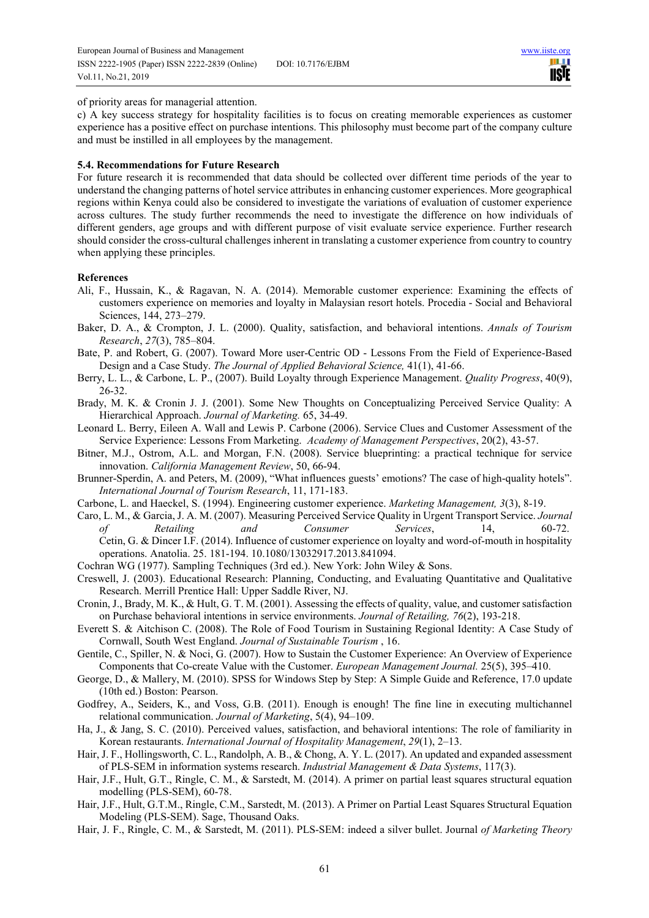of priority areas for managerial attention.

c) A key success strategy for hospitality facilities is to focus on creating memorable experiences as customer experience has a positive effect on purchase intentions. This philosophy must become part of the company culture and must be instilled in all employees by the management.

### 5.4. Recommendations for Future Research

For future research it is recommended that data should be collected over different time periods of the year to understand the changing patterns of hotel service attributes in enhancing customer experiences. More geographical regions within Kenya could also be considered to investigate the variations of evaluation of customer experience across cultures. The study further recommends the need to investigate the difference on how individuals of different genders, age groups and with different purpose of visit evaluate service experience. Further research should consider the cross-cultural challenges inherent in translating a customer experience from country to country when applying these principles.

### References

Ali, F., Hussain, K., & Ragavan, N. A. (2014). Memorable customer experience: Examining the effects of customers experience on memories and loyalty in Malaysian resort hotels. Procedia - Social and Behavioral Sciences, 144, 273–279.

Baker, D. A., & Crompton, J. L. (2000). Quality, satisfaction, and behavioral intentions. *Annals of Tourism Research*, *27*(3), 785–804.

Bate, P. and Robert, G. (2007). Toward More user-Centric OD - Lessons From the Field of Experience-Based Design and a Case Study. *The Journal of Applied Behavioral Science,* 41(1), 41-66.

Berry, L. L., & Carbone, L. P., (2007). Build Loyalty through Experience Management. *Quality Progress*, 40(9), 26-32.

Brady, M. K. & Cronin J. J. (2001). Some New Thoughts on Conceptualizing Perceived Service Quality: A Hierarchical Approach. *Journal of Marketing.* 65, 34-49.

Leonard L. Berry, Eileen A. Wall and Lewis P. Carbone (2006). Service Clues and Customer Assessment of the Service Experience: Lessons From Marketing. *Academy of Management Perspectives*, 20(2), 43-57.

Bitner, M.J., Ostrom, A.L. and Morgan, F.N. (2008). Service blueprinting: a practical technique for service innovation. *California Management Review*, 50, 66-94.

Brunner-Sperdin, A. and Peters, M. (2009), "What influences guests' emotions? The case of high-quality hotels". *International Journal of Tourism Research*, 11, 171-183.

Carbone, L. and Haeckel, S. (1994). Engineering customer experience. *Marketing Management, 3*(3), 8-19.

Caro, L. M., & Garcia, J. A. M. (2007). Measuring Perceived Service Quality in Urgent Transport Service. *Journal of Retailing and Consumer Services*, 14, 60-72.

Cetin, G. & Dincer I.F. (2014). Influence of customer experience on loyalty and word-of-mouth in hospitality operations. Anatolia. 25. 181-194. 10.1080/13032917.2013.841094.

Cochran WG (1977). Sampling Techniques (3rd ed.). New York: John Wiley & Sons.

Creswell, J. (2003). Educational Research: Planning, Conducting, and Evaluating Quantitative and Qualitative Research. Merrill Prentice Hall: Upper Saddle River, NJ.

Cronin, J., Brady, M. K., & Hult, G. T. M. (2001). Assessing the effects of quality, value, and customer satisfaction on Purchase behavioral intentions in service environments. *Journal of Retailing, 76*(2), 193-218.

Everett S. & Aitchison C. (2008). The Role of Food Tourism in Sustaining Regional Identity: A Case Study of Cornwall, South West England. *Journal of Sustainable Tourism* , 16.

Gentile, C., Spiller, N. & Noci, G. (2007). How to Sustain the Customer Experience: An Overview of Experience Components that Co-create Value with the Customer. *European Management Journal.* 25(5), 395–410.

George, D., & Mallery, M. (2010). SPSS for Windows Step by Step: A Simple Guide and Reference, 17.0 update (10th ed.) Boston: Pearson.

Godfrey, A., Seiders, K., and Voss, G.B. (2011). Enough is enough! The fine line in executing multichannel relational communication. *Journal of Marketing*, 5(4), 94–109.

Ha, J., & Jang, S. C. (2010). Perceived values, satisfaction, and behavioral intentions: The role of familiarity in Korean restaurants. *International Journal of Hospitality Management*, *29*(1), 2–13.

Hair, J. F., Hollingsworth, C. L., Randolph, A. B., & Chong, A. Y. L. (2017). An updated and expanded assessment of PLS-SEM in information systems research. *Industrial Management & Data Systems*, 117(3).

Hair, J.F., Hult, G.T., Ringle, C. M., & Sarstedt, M. (2014). A primer on partial least squares structural equation modelling (PLS-SEM), 60-78.

Hair, J.F., Hult, G.T.M., Ringle, C.M., Sarstedt, M. (2013). A Primer on Partial Least Squares Structural Equation Modeling (PLS-SEM). Sage, Thousand Oaks.

Hair, J. F., Ringle, C. M., & Sarstedt, M. (2011). PLS-SEM: indeed a silver bullet. Journal *of Marketing Theory*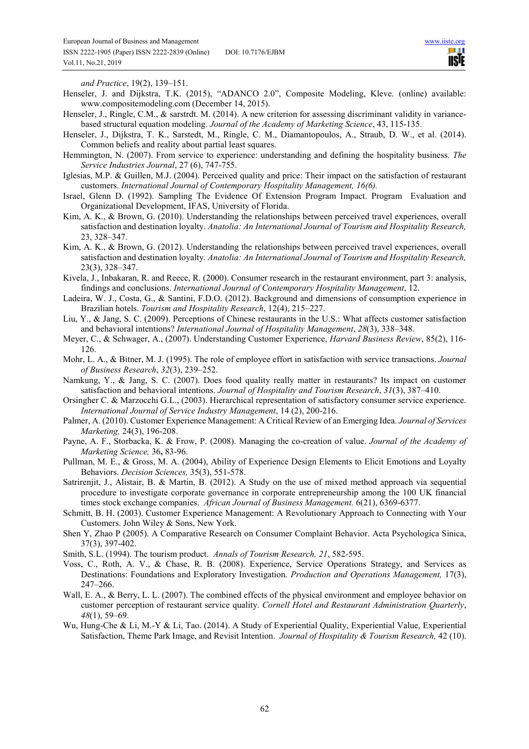*and Practice*, 19(2), 139–151.

Henseler, J. and Dijkstra, T.K. (2015), "ADANCO 2.0", Composite Modeling, Kleve. (online) available: www.compositemodeling.com (December 14, 2015).

Henseler, J., Ringle, C.M., & sarstrdt. M. (2014). A new criterion for assessing discriminant validity in variance-based structural equation modeling. *Journal of the Academy of Marketing Science*, 43, 115-135.

Henseler, J., Dijkstra, T. K., Sarstedt, M., Ringle, C. M., Diamantopoulos, A., Straub, D. W., et al. (2014). Common beliefs and reality about partial least squares.

Hemmington, N. (2007). From service to experience: understanding and defining the hospitality business. *The Service Industries Journal*, 27 (6), 747-755.

Iglesias, M.P. & Guillen, M.J. (2004). Perceived quality and price: Their impact on the satisfaction of restaurant customers. *International Journal of Contemporary Hospitality Management, 16(6).*

Israel, Glenn D. (1992). Sampling The Evidence Of Extension Program Impact. Program Evaluation and Organizational Development, IFAS, University of Florida.

Kim, A. K., & Brown, G. (2010). Understanding the relationships between perceived travel experiences, overall satisfaction and destination loyalty. *Anatolia: An International Journal of Tourism and Hospitality Research,* 23, 328–347.

Kim, A. K., & Brown, G. (2012). Understanding the relationships between perceived travel experiences, overall satisfaction and destination loyalty. *Anatolia: An International Journal of Tourism and Hospitality Research,* 23(3), 328–347.

Kivela, J., Inbakaran, R. and Reece, R. (2000). Consumer research in the restaurant environment, part 3: analysis, findings and conclusions. *International Journal of Contemporary Hospitality Management*, 12.

Ladeira, W. J., Costa, G., & Santini, F.D.O. (2012). Background and dimensions of consumption experience in Brazilian hotels. *Tourism and Hospitality Research*, 12(4), 215–227.

Liu, Y., & Jang, S. C. (2009). Perceptions of Chinese restaurants in the U.S.: What affects customer satisfaction and behavioral intentions? *International Journal of Hospitality Management*, *28*(3), 338–348.

Meyer, C., & Schwager, A., (2007). Understanding Customer Experience, *Harvard Business Review*, 85(2), 116-126.

Mohr, L. A., & Bitner, M. J. (1995). The role of employee effort in satisfaction with service transactions. *Journal of Business Research*, *32*(3), 239–252.

Namkung, Y., & Jang, S. C. (2007). Does food quality really matter in restaurants? Its impact on customer satisfaction and behavioral intentions. *Journal of Hospitality and Tourism Research*, *31*(3), 387–410.

Orsingher C. & Marzocchi G.L., (2003). Hierarchical representation of satisfactory consumer service experience. *International Journal of Service Industry Management*, 14 (2), 200-216.

Palmer, A. (2010). Customer Experience Management: A Critical Review of an Emerging Idea. *Journal of Services Marketing,* 24(3), 196-208.

Payne, A. F., Storbacka, K. & Frow, P. (2008). Managing the co-creation of value. *Journal of the Academy of Marketing Science,* 36**,** 83-96.

Pullman, M. E., & Gross, M. A. (2004), Ability of Experience Design Elements to Elicit Emotions and Loyalty Behaviors. *Decision Sciences,* 35(3), 551-578.

Satrirenjit, J., Alistair, B. & Martin, B. (2012). A Study on the use of mixed method approach via sequential procedure to investigate corporate governance in corporate entrepreneurship among the 100 UK financial times stock exchange companies. *African Journal of Business Management.* 6(21), 6369-6377.

Schmitt, B. H. (2003). Customer Experience Management: A Revolutionary Approach to Connecting with Your Customers. John Wiley & Sons, New York.

Shen Y, Zhao P (2005). A Comparative Research on Consumer Complaint Behavior. Acta Psychologica Sinica, 37(3), 397-402.

Smith, S.L. (1994). The tourism product. *Annals of Tourism Research, 21*, 582-595.

Voss, C., Roth, A. V., & Chase, R. B. (2008). Experience, Service Operations Strategy, and Services as Destinations: Foundations and Exploratory Investigation. *Production and Operations Management,* 17(3), 247–266.

Wall, E. A., & Berry, L. L. (2007). The combined effects of the physical environment and employee behavior on customer perception of restaurant service quality. *Cornell Hotel and Restaurant Administration Quarterly*, *48*(1), 59–69.

Wu, Hung-Che & Li, M.-Y & Li, Tao. (2014). A Study of Experiential Quality, Experiential Value, Experiential Satisfaction, Theme Park Image, and Revisit Intention. *Journal of Hospitality & Tourism Research,* 42 (10).